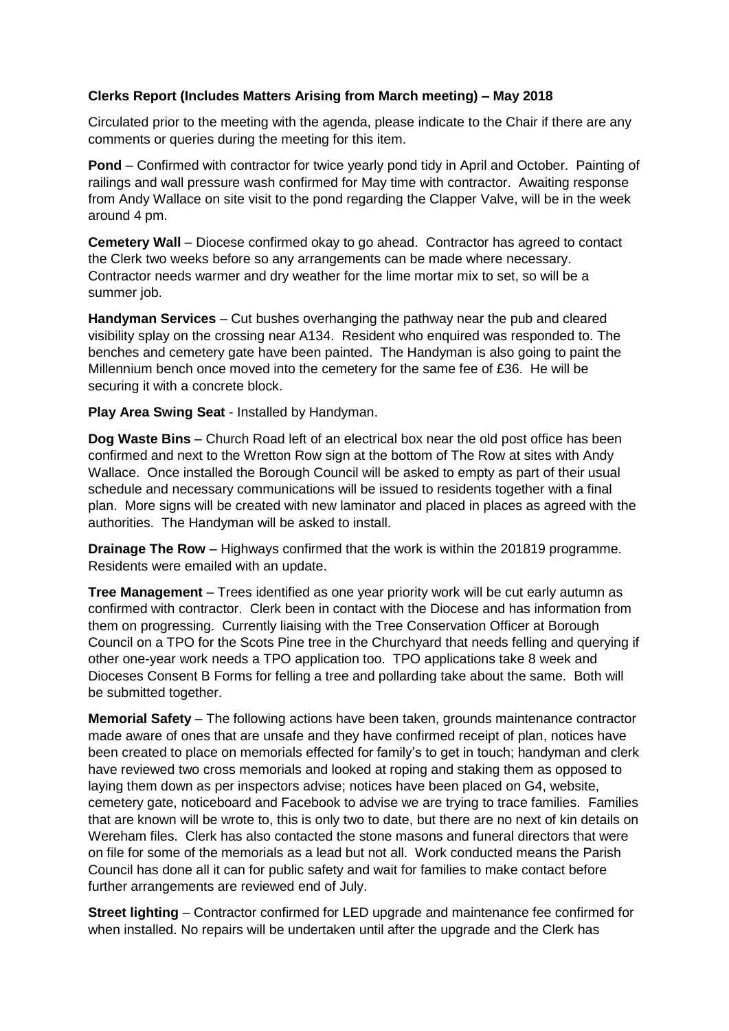**Clerks Report (Includes Matters Arising from March meeting) – May 2018**

Circulated prior to the meeting with the agenda, please indicate to the Chair if there are any comments or queries during the meeting for this item.

**Pond** – Confirmed with contractor for twice yearly pond tidy in April and October. Painting of railings and wall pressure wash confirmed for May time with contractor. Awaiting response from Andy Wallace on site visit to the pond regarding the Clapper Valve, will be in the week around 4 pm.

**Cemetery Wall** – Diocese confirmed okay to go ahead. Contractor has agreed to contact the Clerk two weeks before so any arrangements can be made where necessary. Contractor needs warmer and dry weather for the lime mortar mix to set, so will be a summer job.

**Handyman Services** – Cut bushes overhanging the pathway near the pub and cleared visibility splay on the crossing near A134. Resident who enquired was responded to. The benches and cemetery gate have been painted. The Handyman is also going to paint the Millennium bench once moved into the cemetery for the same fee of £36. He will be securing it with a concrete block.

**Play Area Swing Seat** - Installed by Handyman.

**Dog Waste Bins** – Church Road left of an electrical box near the old post office has been confirmed and next to the Wretton Row sign at the bottom of The Row at sites with Andy Wallace. Once installed the Borough Council will be asked to empty as part of their usual schedule and necessary communications will be issued to residents together with a final plan. More signs will be created with new laminator and placed in places as agreed with the authorities. The Handyman will be asked to install.

**Drainage The Row** – Highways confirmed that the work is within the 201819 programme. Residents were emailed with an update.

**Tree Management** – Trees identified as one year priority work will be cut early autumn as confirmed with contractor. Clerk been in contact with the Diocese and has information from them on progressing. Currently liaising with the Tree Conservation Officer at Borough Council on a TPO for the Scots Pine tree in the Churchyard that needs felling and querying if other one-year work needs a TPO application too. TPO applications take 8 week and Dioceses Consent B Forms for felling a tree and pollarding take about the same. Both will be submitted together.

**Memorial Safety** – The following actions have been taken, grounds maintenance contractor made aware of ones that are unsafe and they have confirmed receipt of plan, notices have been created to place on memorials effected for family's to get in touch; handyman and clerk have reviewed two cross memorials and looked at roping and staking them as opposed to laying them down as per inspectors advise; notices have been placed on G4, website, cemetery gate, noticeboard and Facebook to advise we are trying to trace families. Families that are known will be wrote to, this is only two to date, but there are no next of kin details on Wereham files. Clerk has also contacted the stone masons and funeral directors that were on file for some of the memorials as a lead but not all. Work conducted means the Parish Council has done all it can for public safety and wait for families to make contact before further arrangements are reviewed end of July.

**Street lighting** – Contractor confirmed for LED upgrade and maintenance fee confirmed for when installed. No repairs will be undertaken until after the upgrade and the Clerk has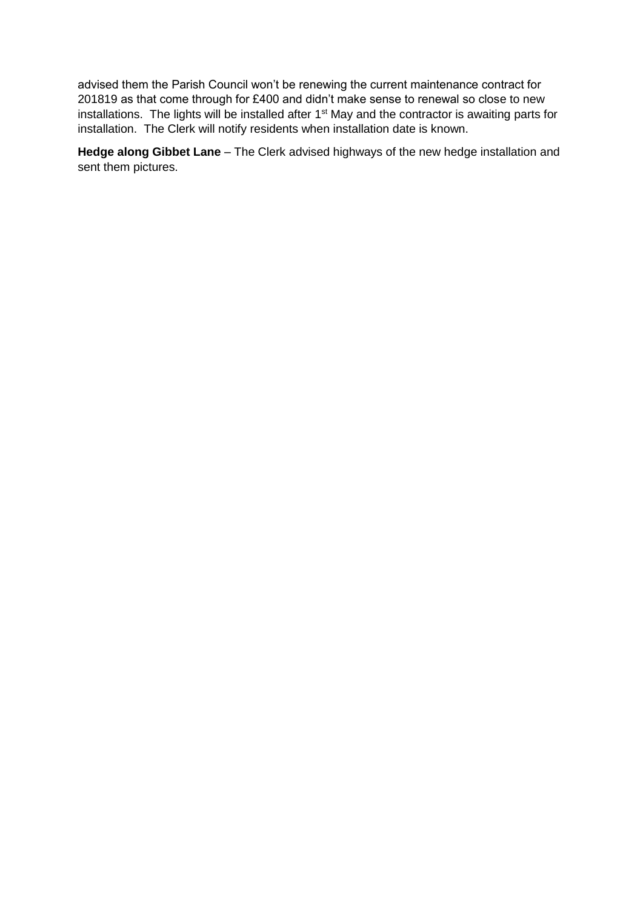advised them the Parish Council won't be renewing the current maintenance contract for 201819 as that come through for £400 and didn't make sense to renewal so close to new installations. The lights will be installed after 1st May and the contractor is awaiting parts for installation. The Clerk will notify residents when installation date is known.

**Hedge along Gibbet Lane** – The Clerk advised highways of the new hedge installation and sent them pictures.